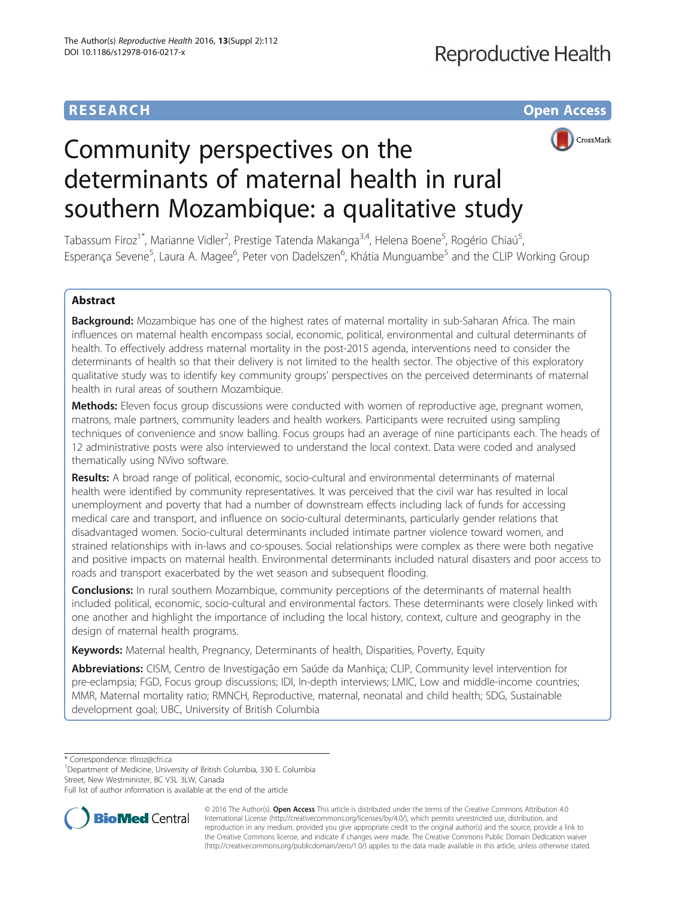RESEARCH Open Access

# Community perspectives on the determinants of maternal health in rural southern Mozambique: a qualitative study

Tabassum Firoz[1*], Marianne Vidler[2], Prestige Tatenda Makanga[3,4], Helena Boene[5], Rogério Chiaú[5], Esperança Sevene[5], Laura A. Magee[6], Peter von Dadelszen[6], Khátia Munguambe[5] and the CLIP Working Group

## Abstract

**Background:** Mozambique has one of the highest rates of maternal mortality in sub-Saharan Africa. The main influences on maternal health encompass social, economic, political, environmental and cultural determinants of health. To effectively address maternal mortality in the post-2015 agenda, interventions need to consider the determinants of health so that their delivery is not limited to the health sector. The objective of this exploratory qualitative study was to identify key community groups' perspectives on the perceived determinants of maternal health in rural areas of southern Mozambique.

**Methods:** Eleven focus group discussions were conducted with women of reproductive age, pregnant women, matrons, male partners, community leaders and health workers. Participants were recruited using sampling techniques of convenience and snow balling. Focus groups had an average of nine participants each. The heads of 12 administrative posts were also interviewed to understand the local context. Data were coded and analysed thematically using NVivo software.

**Results:** A broad range of political, economic, socio-cultural and environmental determinants of maternal health were identified by community representatives. It was perceived that the civil war has resulted in local unemployment and poverty that had a number of downstream effects including lack of funds for accessing medical care and transport, and influence on socio-cultural determinants, particularly gender relations that disadvantaged women. Socio-cultural determinants included intimate partner violence toward women, and strained relationships with in-laws and co-spouses. Social relationships were complex as there were both negative and positive impacts on maternal health. Environmental determinants included natural disasters and poor access to roads and transport exacerbated by the wet season and subsequent flooding.

**Conclusions:** In rural southern Mozambique, community perceptions of the determinants of maternal health included political, economic, socio-cultural and environmental factors. These determinants were closely linked with one another and highlight the importance of including the local history, context, culture and geography in the design of maternal health programs.

**Keywords:** Maternal health, Pregnancy, Determinants of health, Disparities, Poverty, Equity

**Abbreviations:** CISM, Centro de Investigação em Saúde da Manhiça; CLIP, Community level intervention for pre-eclampsia; FGD, Focus group discussions; IDI, In-depth interviews; LMIC, Low and middle-income countries; MMR, Maternal mortality ratio; RMNCH, Reproductive, maternal, neonatal and child health; SDG, Sustainable development goal; UBC, University of British Columbia

---

* Correspondence: tfiroz@cfri.ca
[1]Department of Medicine, University of British Columbia, 330 E. Columbia Street, New Westminister, BC V3L 3LW, Canada
Full list of author information is available at the end of the article

© 2016 The Author(s). **Open Access** This article is distributed under the terms of the Creative Commons Attribution 4.0 International License (http://creativecommons.org/licenses/by/4.0/), which permits unrestricted use, distribution, and reproduction in any medium, provided you give appropriate credit to the original author(s) and the source, provide a link to the Creative Commons license, and indicate if changes were made. The Creative Commons Public Domain Dedication waiver (http://creativecommons.org/publicdomain/zero/1.0/) applies to the data made available in this article, unless otherwise stated.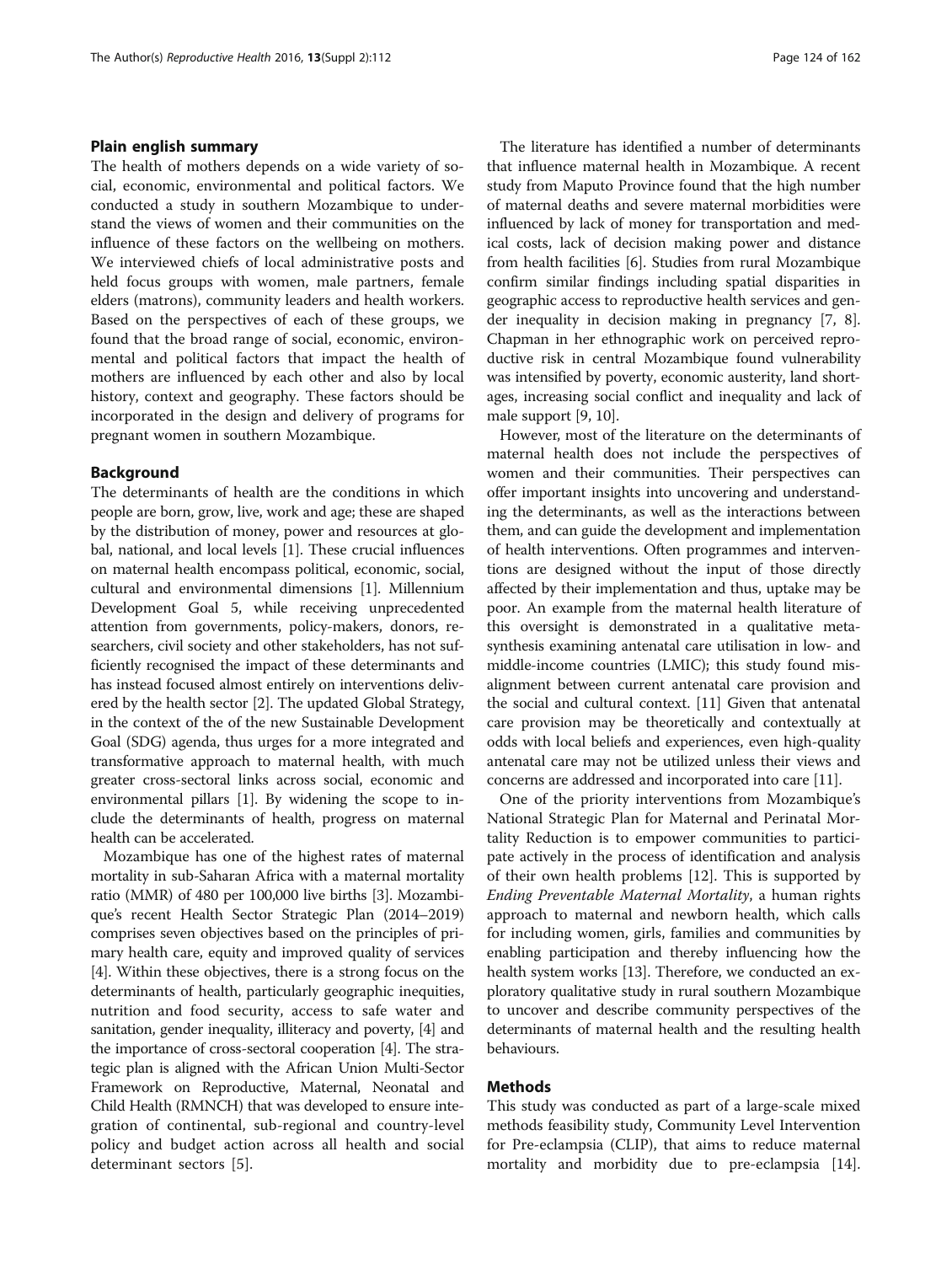## Plain english summary

The health of mothers depends on a wide variety of social, economic, environmental and political factors. We conducted a study in southern Mozambique to understand the views of women and their communities on the influence of these factors on the wellbeing on mothers. We interviewed chiefs of local administrative posts and held focus groups with women, male partners, female elders (matrons), community leaders and health workers. Based on the perspectives of each of these groups, we found that the broad range of social, economic, environmental and political factors that impact the health of mothers are influenced by each other and also by local history, context and geography. These factors should be incorporated in the design and delivery of programs for pregnant women in southern Mozambique.

## Background

The determinants of health are the conditions in which people are born, grow, live, work and age; these are shaped by the distribution of money, power and resources at global, national, and local levels [1]. These crucial influences on maternal health encompass political, economic, social, cultural and environmental dimensions [1]. Millennium Development Goal 5, while receiving unprecedented attention from governments, policy-makers, donors, researchers, civil society and other stakeholders, has not sufficiently recognised the impact of these determinants and has instead focused almost entirely on interventions delivered by the health sector [2]. The updated Global Strategy, in the context of the of the new Sustainable Development Goal (SDG) agenda, thus urges for a more integrated and transformative approach to maternal health, with much greater cross-sectoral links across social, economic and environmental pillars [1]. By widening the scope to include the determinants of health, progress on maternal health can be accelerated.

Mozambique has one of the highest rates of maternal mortality in sub-Saharan Africa with a maternal mortality ratio (MMR) of 480 per 100,000 live births [3]. Mozambique's recent Health Sector Strategic Plan (2014–2019) comprises seven objectives based on the principles of primary health care, equity and improved quality of services [4]. Within these objectives, there is a strong focus on the determinants of health, particularly geographic inequities, nutrition and food security, access to safe water and sanitation, gender inequality, illiteracy and poverty, [4] and the importance of cross-sectoral cooperation [4]. The strategic plan is aligned with the African Union Multi-Sector Framework on Reproductive, Maternal, Neonatal and Child Health (RMNCH) that was developed to ensure integration of continental, sub-regional and country-level policy and budget action across all health and social determinant sectors [5].

The literature has identified a number of determinants that influence maternal health in Mozambique. A recent study from Maputo Province found that the high number of maternal deaths and severe maternal morbidities were influenced by lack of money for transportation and medical costs, lack of decision making power and distance from health facilities [6]. Studies from rural Mozambique confirm similar findings including spatial disparities in geographic access to reproductive health services and gender inequality in decision making in pregnancy [7, 8]. Chapman in her ethnographic work on perceived reproductive risk in central Mozambique found vulnerability was intensified by poverty, economic austerity, land shortages, increasing social conflict and inequality and lack of male support [9, 10].

However, most of the literature on the determinants of maternal health does not include the perspectives of women and their communities. Their perspectives can offer important insights into uncovering and understanding the determinants, as well as the interactions between them, and can guide the development and implementation of health interventions. Often programmes and interventions are designed without the input of those directly affected by their implementation and thus, uptake may be poor. An example from the maternal health literature of this oversight is demonstrated in a qualitative meta-synthesis examining antenatal care utilisation in low- and middle-income countries (LMIC); this study found misalignment between current antenatal care provision and the social and cultural context. [11] Given that antenatal care provision may be theoretically and contextually at odds with local beliefs and experiences, even high-quality antenatal care may not be utilized unless their views and concerns are addressed and incorporated into care [11].

One of the priority interventions from Mozambique's National Strategic Plan for Maternal and Perinatal Mortality Reduction is to empower communities to participate actively in the process of identification and analysis of their own health problems [12]. This is supported by *Ending Preventable Maternal Mortality*, a human rights approach to maternal and newborn health, which calls for including women, girls, families and communities by enabling participation and thereby influencing how the health system works [13]. Therefore, we conducted an exploratory qualitative study in rural southern Mozambique to uncover and describe community perspectives of the determinants of maternal health and the resulting health behaviours.

## Methods

This study was conducted as part of a large-scale mixed methods feasibility study, Community Level Intervention for Pre-eclampsia (CLIP), that aims to reduce maternal mortality and morbidity due to pre-eclampsia [14].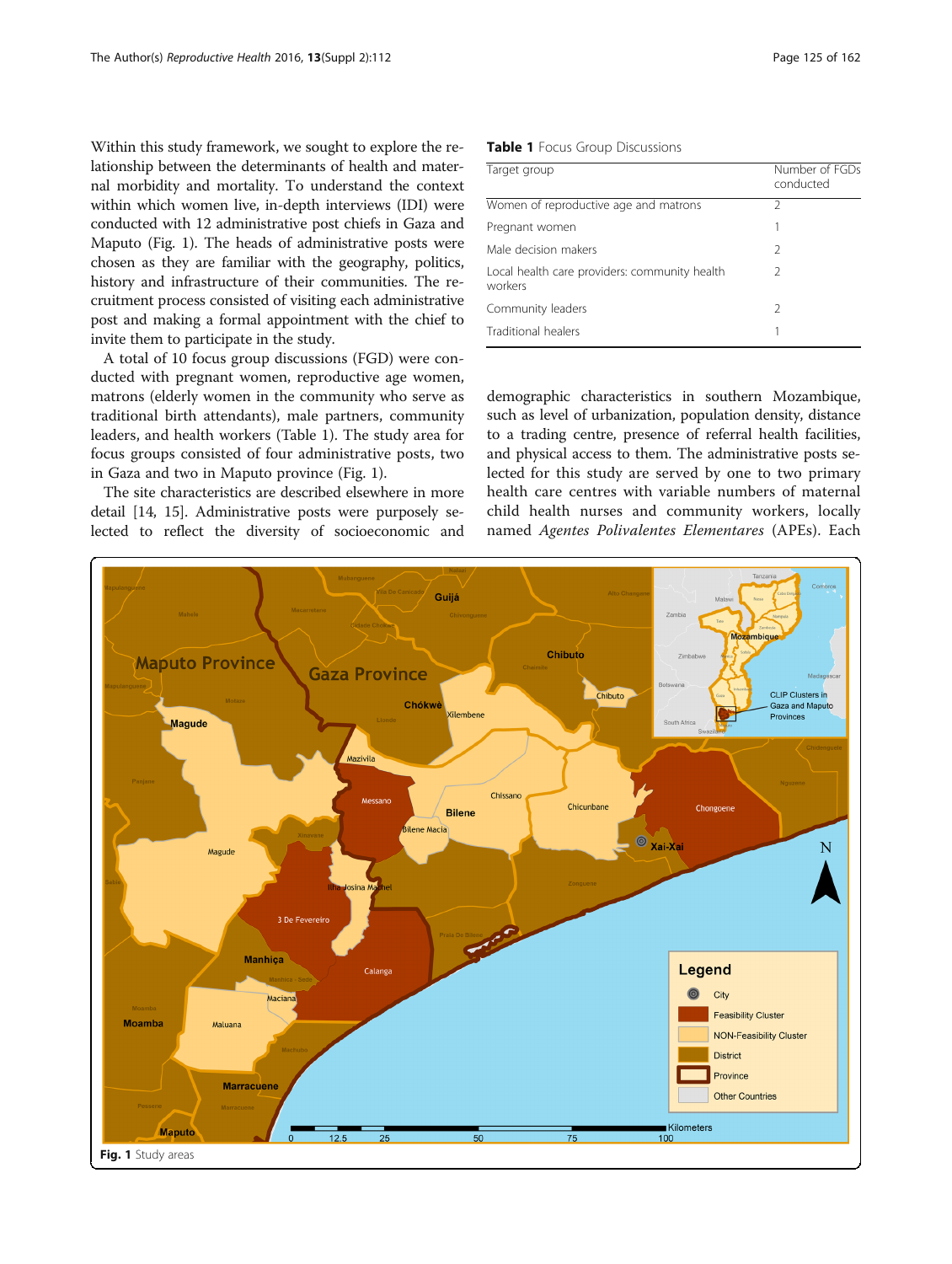Within this study framework, we sought to explore the relationship between the determinants of health and maternal morbidity and mortality. To understand the context within which women live, in-depth interviews (IDI) were conducted with 12 administrative post chiefs in Gaza and Maputo (Fig. 1). The heads of administrative posts were chosen as they are familiar with the geography, politics, history and infrastructure of their communities. The recruitment process consisted of visiting each administrative post and making a formal appointment with the chief to invite them to participate in the study.

A total of 10 focus group discussions (FGD) were conducted with pregnant women, reproductive age women, matrons (elderly women in the community who serve as traditional birth attendants), male partners, community leaders, and health workers (Table 1). The study area for focus groups consisted of four administrative posts, two in Gaza and two in Maputo province (Fig. 1).

The site characteristics are described elsewhere in more detail [14, 15]. Administrative posts were purposely selected to reflect the diversity of socioeconomic and demographic characteristics in southern Mozambique, such as level of urbanization, population density, distance to a trading centre, presence of referral health facilities, and physical access to them. The administrative posts selected for this study are served by one to two primary health care centres with variable numbers of maternal child health nurses and community workers, locally named *Agentes Polivalentes Elementares* (APEs). Each

**Table 1** Focus Group Discussions

| Target group | Number of FGDs conducted |
|---|---|
| Women of reproductive age and matrons | 2 |
| Pregnant women | 1 |
| Male decision makers | 2 |
| Local health care providers: community health workers | 2 |
| Community leaders | 2 |
| Traditional healers | 1 |

**Fig. 1** Study areas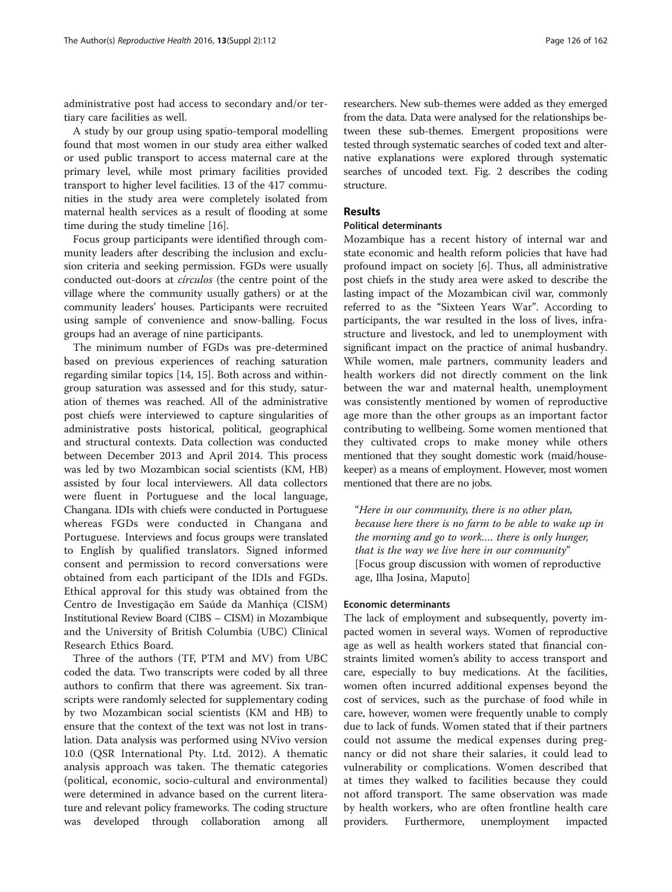administrative post had access to secondary and/or tertiary care facilities as well.

A study by our group using spatio-temporal modelling found that most women in our study area either walked or used public transport to access maternal care at the primary level, while most primary facilities provided transport to higher level facilities. 13 of the 417 communities in the study area were completely isolated from maternal health services as a result of flooding at some time during the study timeline [16].

Focus group participants were identified through community leaders after describing the inclusion and exclusion criteria and seeking permission. FGDs were usually conducted out-doors at *círculos* (the centre point of the village where the community usually gathers) or at the community leaders' houses. Participants were recruited using sample of convenience and snow-balling. Focus groups had an average of nine participants.

The minimum number of FGDs was pre-determined based on previous experiences of reaching saturation regarding similar topics [14, 15]. Both across and within-group saturation was assessed and for this study, saturation of themes was reached. All of the administrative post chiefs were interviewed to capture singularities of administrative posts historical, political, geographical and structural contexts. Data collection was conducted between December 2013 and April 2014. This process was led by two Mozambican social scientists (KM, HB) assisted by four local interviewers. All data collectors were fluent in Portuguese and the local language, Changana. IDIs with chiefs were conducted in Portuguese whereas FGDs were conducted in Changana and Portuguese. Interviews and focus groups were translated to English by qualified translators. Signed informed consent and permission to record conversations were obtained from each participant of the IDIs and FGDs. Ethical approval for this study was obtained from the Centro de Investigação em Saúde da Manhiça (CISM) Institutional Review Board (CIBS – CISM) in Mozambique and the University of British Columbia (UBC) Clinical Research Ethics Board.

Three of the authors (TF, PTM and MV) from UBC coded the data. Two transcripts were coded by all three authors to confirm that there was agreement. Six transcripts were randomly selected for supplementary coding by two Mozambican social scientists (KM and HB) to ensure that the context of the text was not lost in translation. Data analysis was performed using NVivo version 10.0 (QSR International Pty. Ltd. 2012). A thematic analysis approach was taken. The thematic categories (political, economic, socio-cultural and environmental) were determined in advance based on the current literature and relevant policy frameworks. The coding structure was developed through collaboration among all researchers. New sub-themes were added as they emerged from the data. Data were analysed for the relationships between these sub-themes. Emergent propositions were tested through systematic searches of coded text and alternative explanations were explored through systematic searches of uncoded text. Fig. 2 describes the coding structure.

## Results

### Political determinants

Mozambique has a recent history of internal war and state economic and health reform policies that have had profound impact on society [6]. Thus, all administrative post chiefs in the study area were asked to describe the lasting impact of the Mozambican civil war, commonly referred to as the "Sixteen Years War". According to participants, the war resulted in the loss of lives, infrastructure and livestock, and led to unemployment with significant impact on the practice of animal husbandry. While women, male partners, community leaders and health workers did not directly comment on the link between the war and maternal health, unemployment was consistently mentioned by women of reproductive age more than the other groups as an important factor contributing to wellbeing. Some women mentioned that they cultivated crops to make money while others mentioned that they sought domestic work (maid/housekeeper) as a means of employment. However, most women mentioned that there are no jobs.

> "*Here in our community, there is no other plan, because here there is no farm to be able to wake up in the morning and go to work.... there is only hunger, that is the way we live here in our community*"
> [Focus group discussion with women of reproductive age, Ilha Josina, Maputo]

### Economic determinants

The lack of employment and subsequently, poverty impacted women in several ways. Women of reproductive age as well as health workers stated that financial constraints limited women's ability to access transport and care, especially to buy medications. At the facilities, women often incurred additional expenses beyond the cost of services, such as the purchase of food while in care, however, women were frequently unable to comply due to lack of funds. Women stated that if their partners could not assume the medical expenses during pregnancy or did not share their salaries, it could lead to vulnerability or complications. Women described that at times they walked to facilities because they could not afford transport. The same observation was made by health workers, who are often frontline health care providers. Furthermore, unemployment impacted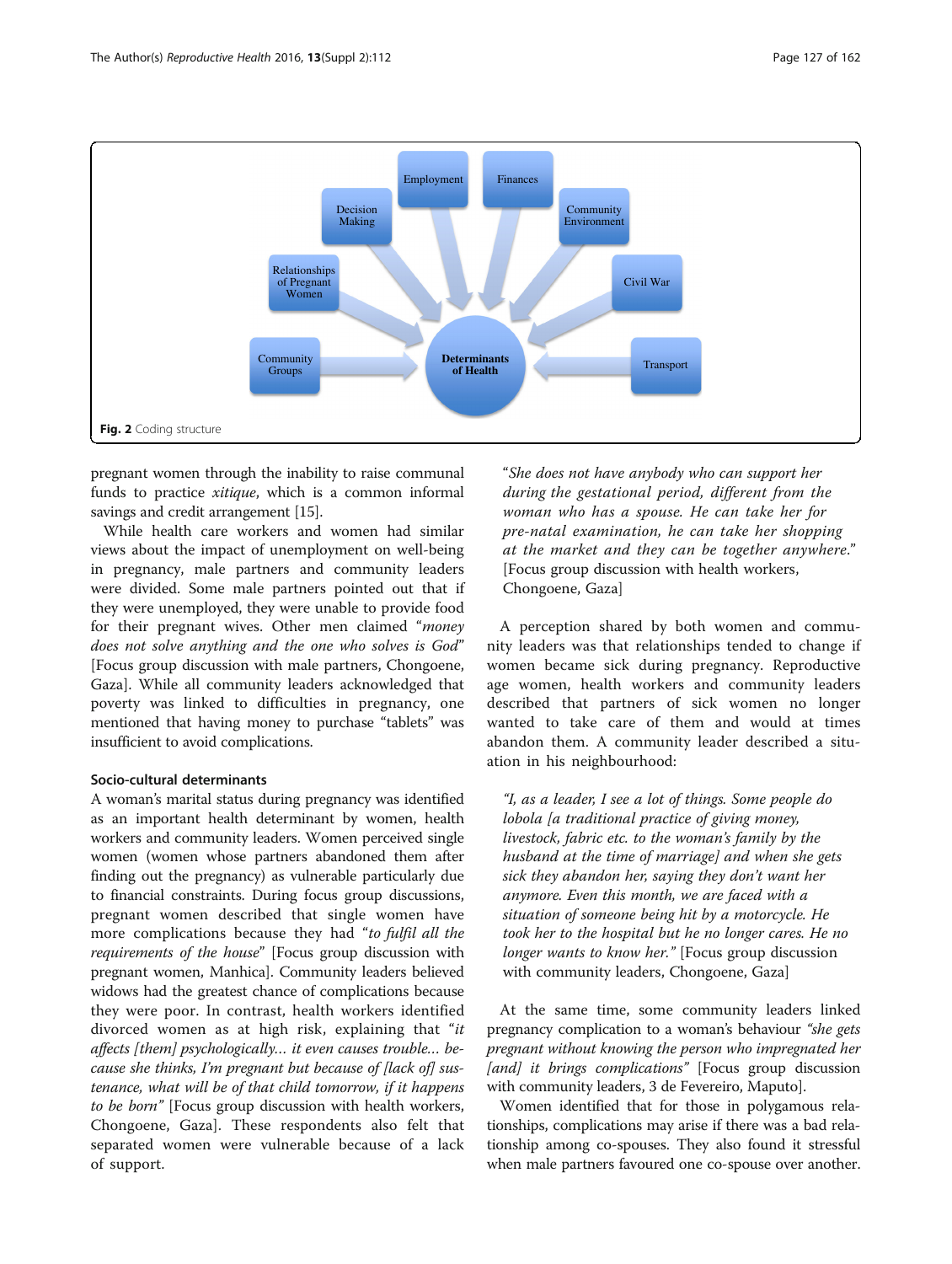Employment

Finances

Decision Making

Community Environment

Relationships of Pregnant Women

Civil War

Community Groups

Determinants of Health

Transport

**Fig. 2** Coding structure

pregnant women through the inability to raise communal funds to practice *xitique*, which is a common informal savings and credit arrangement [15].

While health care workers and women had similar views about the impact of unemployment on well-being in pregnancy, male partners and community leaders were divided. Some male partners pointed out that if they were unemployed, they were unable to provide food for their pregnant wives. Other men claimed "*money does not solve anything and the one who solves is God*" [Focus group discussion with male partners, Chongoene, Gaza]. While all community leaders acknowledged that poverty was linked to difficulties in pregnancy, one mentioned that having money to purchase "tablets" was insufficient to avoid complications.

### Socio-cultural determinants

A woman's marital status during pregnancy was identified as an important health determinant by women, health workers and community leaders. Women perceived single women (women whose partners abandoned them after finding out the pregnancy) as vulnerable particularly due to financial constraints. During focus group discussions, pregnant women described that single women have more complications because they had "*to fulfil all the requirements of the house*" [Focus group discussion with pregnant women, Manhica]. Community leaders believed widows had the greatest chance of complications because they were poor. In contrast, health workers identified divorced women as at high risk, explaining that "*it affects [them] psychologically… it even causes trouble… because she thinks, I'm pregnant but because of [lack of] sustenance, what will be of that child tomorrow, if it happens to be born*" [Focus group discussion with health workers, Chongoene, Gaza]. These respondents also felt that separated women were vulnerable because of a lack of support.

> "*She does not have anybody who can support her during the gestational period, different from the woman who has a spouse. He can take her for pre-natal examination, he can take her shopping at the market and they can be together anywhere.*" [Focus group discussion with health workers, Chongoene, Gaza]

A perception shared by both women and community leaders was that relationships tended to change if women became sick during pregnancy. Reproductive age women, health workers and community leaders described that partners of sick women no longer wanted to take care of them and would at times abandon them. A community leader described a situation in his neighbourhood:

> *"I, as a leader, I see a lot of things. Some people do lobola [a traditional practice of giving money, livestock, fabric etc. to the woman's family by the husband at the time of marriage] and when she gets sick they abandon her, saying they don't want her anymore. Even this month, we are faced with a situation of someone being hit by a motorcycle. He took her to the hospital but he no longer cares. He no longer wants to know her."* [Focus group discussion with community leaders, Chongoene, Gaza]

At the same time, some community leaders linked pregnancy complication to a woman's behaviour *"she gets pregnant without knowing the person who impregnated her [and] it brings complications"* [Focus group discussion with community leaders, 3 de Fevereiro, Maputo].

Women identified that for those in polygamous relationships, complications may arise if there was a bad relationship among co-spouses. They also found it stressful when male partners favoured one co-spouse over another.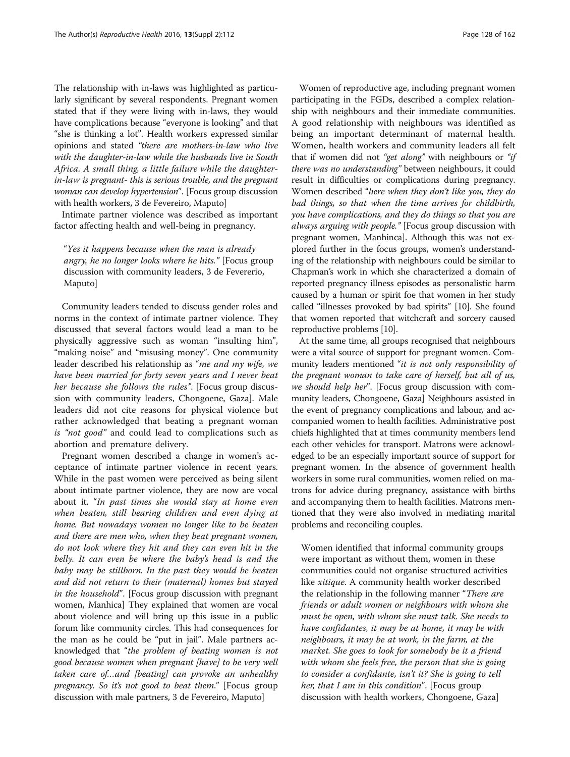The relationship with in-laws was highlighted as particularly significant by several respondents. Pregnant women stated that if they were living with in-laws, they would have complications because "everyone is looking" and that "she is thinking a lot". Health workers expressed similar opinions and stated *"there are mothers-in-law who live with the daughter-in-law while the husbands live in South Africa. A small thing, a little failure while the daughter-in-law is pregnant- this is serious trouble, and the pregnant woman can develop hypertension"*. [Focus group discussion with health workers, 3 de Fevereiro, Maputo]

Intimate partner violence was described as important factor affecting health and well-being in pregnancy.

> "*Yes it happens because when the man is already angry, he no longer looks where he hits.*" [Focus group discussion with community leaders, 3 de Fevererio, Maputo]

Community leaders tended to discuss gender roles and norms in the context of intimate partner violence. They discussed that several factors would lead a man to be physically aggressive such as woman "insulting him", "making noise" and "misusing money". One community leader described his relationship as "*me and my wife, we have been married for forty seven years and I never beat her because she follows the rules*". [Focus group discussion with community leaders, Chongoene, Gaza]. Male leaders did not cite reasons for physical violence but rather acknowledged that beating a pregnant woman is *"not good"* and could lead to complications such as abortion and premature delivery.

Pregnant women described a change in women's acceptance of intimate partner violence in recent years. While in the past women were perceived as being silent about intimate partner violence, they are now are vocal about it. "*In past times she would stay at home even when beaten, still bearing children and even dying at home. But nowadays women no longer like to be beaten and there are men who, when they beat pregnant women, do not look where they hit and they can even hit in the belly. It can even be where the baby's head is and the baby may be stillborn. In the past they would be beaten and did not return to their (maternal) homes but stayed in the household*". [Focus group discussion with pregnant women, Manhica] They explained that women are vocal about violence and will bring up this issue in a public forum like community circles. This had consequences for the man as he could be "put in jail". Male partners acknowledged that "*the problem of beating women is not good because women when pregnant [have] to be very well taken care of…and [beating] can provoke an unhealthy pregnancy. So it's not good to beat them.*" [Focus group discussion with male partners, 3 de Fevereiro, Maputo]

Women of reproductive age, including pregnant women participating in the FGDs, described a complex relationship with neighbours and their immediate communities. A good relationship with neighbours was identified as being an important determinant of maternal health. Women, health workers and community leaders all felt that if women did not *"get along"* with neighbours or *"if there was no understanding"* between neighbours, it could result in difficulties or complications during pregnancy. Women described "*here when they don't like you, they do bad things, so that when the time arrives for childbirth, you have complications, and they do things so that you are always arguing with people.*" [Focus group discussion with pregnant women, Manhinca]. Although this was not explored further in the focus groups, women's understanding of the relationship with neighbours could be similar to Chapman's work in which she characterized a domain of reported pregnancy illness episodes as personalistic harm caused by a human or spirit foe that women in her study called "illnesses provoked by bad spirits" [10]. She found that women reported that witchcraft and sorcery caused reproductive problems [10].

At the same time, all groups recognised that neighbours were a vital source of support for pregnant women. Community leaders mentioned "*it is not only responsibility of the pregnant woman to take care of herself, but all of us, we should help her*". [Focus group discussion with community leaders, Chongoene, Gaza] Neighbours assisted in the event of pregnancy complications and labour, and accompanied women to health facilities. Administrative post chiefs highlighted that at times community members lend each other vehicles for transport. Matrons were acknowledged to be an especially important source of support for pregnant women. In the absence of government health workers in some rural communities, women relied on matrons for advice during pregnancy, assistance with births and accompanying them to health facilities. Matrons mentioned that they were also involved in mediating marital problems and reconciling couples.

> Women identified that informal community groups were important as without them, women in these communities could not organise structured activities like *xitique*. A community health worker described the relationship in the following manner "*There are friends or adult women or neighbours with whom she must be open, with whom she must talk. She needs to have confidantes, it may be at home, it may be with neighbours, it may be at work, in the farm, at the market. She goes to look for somebody be it a friend with whom she feels free, the person that she is going to consider a confidante, isn't it? She is going to tell her, that I am in this condition*". [Focus group discussion with health workers, Chongoene, Gaza]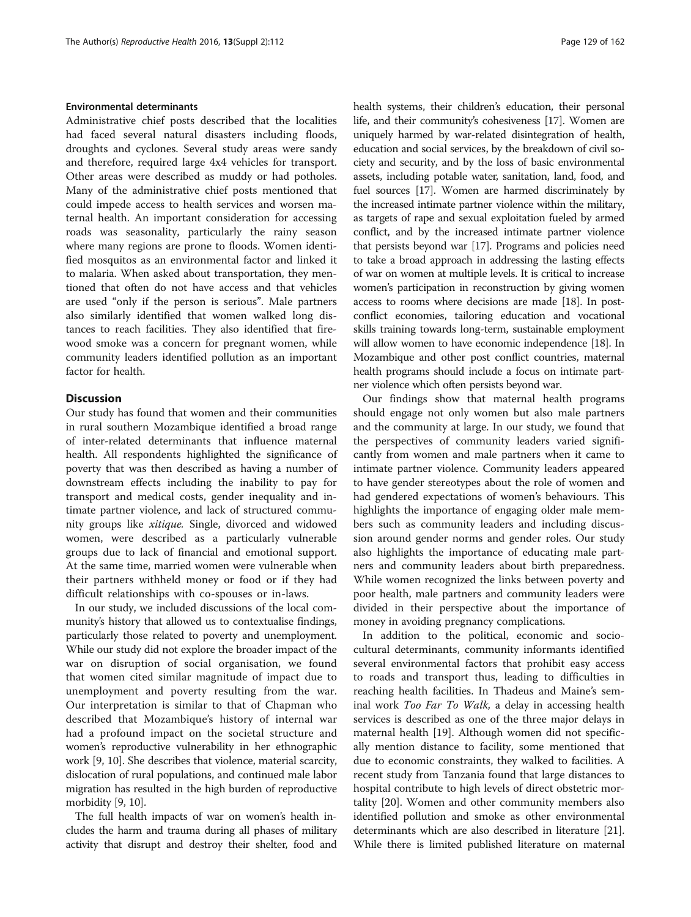#### Environmental determinants

Administrative chief posts described that the localities had faced several natural disasters including floods, droughts and cyclones. Several study areas were sandy and therefore, required large 4x4 vehicles for transport. Other areas were described as muddy or had potholes. Many of the administrative chief posts mentioned that could impede access to health services and worsen maternal health. An important consideration for accessing roads was seasonality, particularly the rainy season where many regions are prone to floods. Women identified mosquitos as an environmental factor and linked it to malaria. When asked about transportation, they mentioned that often do not have access and that vehicles are used "only if the person is serious". Male partners also similarly identified that women walked long distances to reach facilities. They also identified that firewood smoke was a concern for pregnant women, while community leaders identified pollution as an important factor for health.

## Discussion

Our study has found that women and their communities in rural southern Mozambique identified a broad range of inter-related determinants that influence maternal health. All respondents highlighted the significance of poverty that was then described as having a number of downstream effects including the inability to pay for transport and medical costs, gender inequality and intimate partner violence, and lack of structured community groups like *xitique.* Single, divorced and widowed women, were described as a particularly vulnerable groups due to lack of financial and emotional support. At the same time, married women were vulnerable when their partners withheld money or food or if they had difficult relationships with co-spouses or in-laws.

In our study, we included discussions of the local community's history that allowed us to contextualise findings, particularly those related to poverty and unemployment. While our study did not explore the broader impact of the war on disruption of social organisation, we found that women cited similar magnitude of impact due to unemployment and poverty resulting from the war. Our interpretation is similar to that of Chapman who described that Mozambique's history of internal war had a profound impact on the societal structure and women's reproductive vulnerability in her ethnographic work [9, 10]. She describes that violence, material scarcity, dislocation of rural populations, and continued male labor migration has resulted in the high burden of reproductive morbidity [9, 10].

The full health impacts of war on women's health includes the harm and trauma during all phases of military activity that disrupt and destroy their shelter, food and health systems, their children's education, their personal life, and their community's cohesiveness [17]. Women are uniquely harmed by war-related disintegration of health, education and social services, by the breakdown of civil society and security, and by the loss of basic environmental assets, including potable water, sanitation, land, food, and fuel sources [17]. Women are harmed discriminately by the increased intimate partner violence within the military, as targets of rape and sexual exploitation fueled by armed conflict, and by the increased intimate partner violence that persists beyond war [17]. Programs and policies need to take a broad approach in addressing the lasting effects of war on women at multiple levels. It is critical to increase women's participation in reconstruction by giving women access to rooms where decisions are made [18]. In post-conflict economies, tailoring education and vocational skills training towards long-term, sustainable employment will allow women to have economic independence [18]. In Mozambique and other post conflict countries, maternal health programs should include a focus on intimate partner violence which often persists beyond war.

Our findings show that maternal health programs should engage not only women but also male partners and the community at large. In our study, we found that the perspectives of community leaders varied significantly from women and male partners when it came to intimate partner violence. Community leaders appeared to have gender stereotypes about the role of women and had gendered expectations of women's behaviours. This highlights the importance of engaging older male members such as community leaders and including discussion around gender norms and gender roles. Our study also highlights the importance of educating male partners and community leaders about birth preparedness. While women recognized the links between poverty and poor health, male partners and community leaders were divided in their perspective about the importance of money in avoiding pregnancy complications.

In addition to the political, economic and socio-cultural determinants, community informants identified several environmental factors that prohibit easy access to roads and transport thus, leading to difficulties in reaching health facilities. In Thadeus and Maine's seminal work *Too Far To Walk,* a delay in accessing health services is described as one of the three major delays in maternal health [19]. Although women did not specifically mention distance to facility, some mentioned that due to economic constraints, they walked to facilities. A recent study from Tanzania found that large distances to hospital contribute to high levels of direct obstetric mortality [20]. Women and other community members also identified pollution and smoke as other environmental determinants which are also described in literature [21]. While there is limited published literature on maternal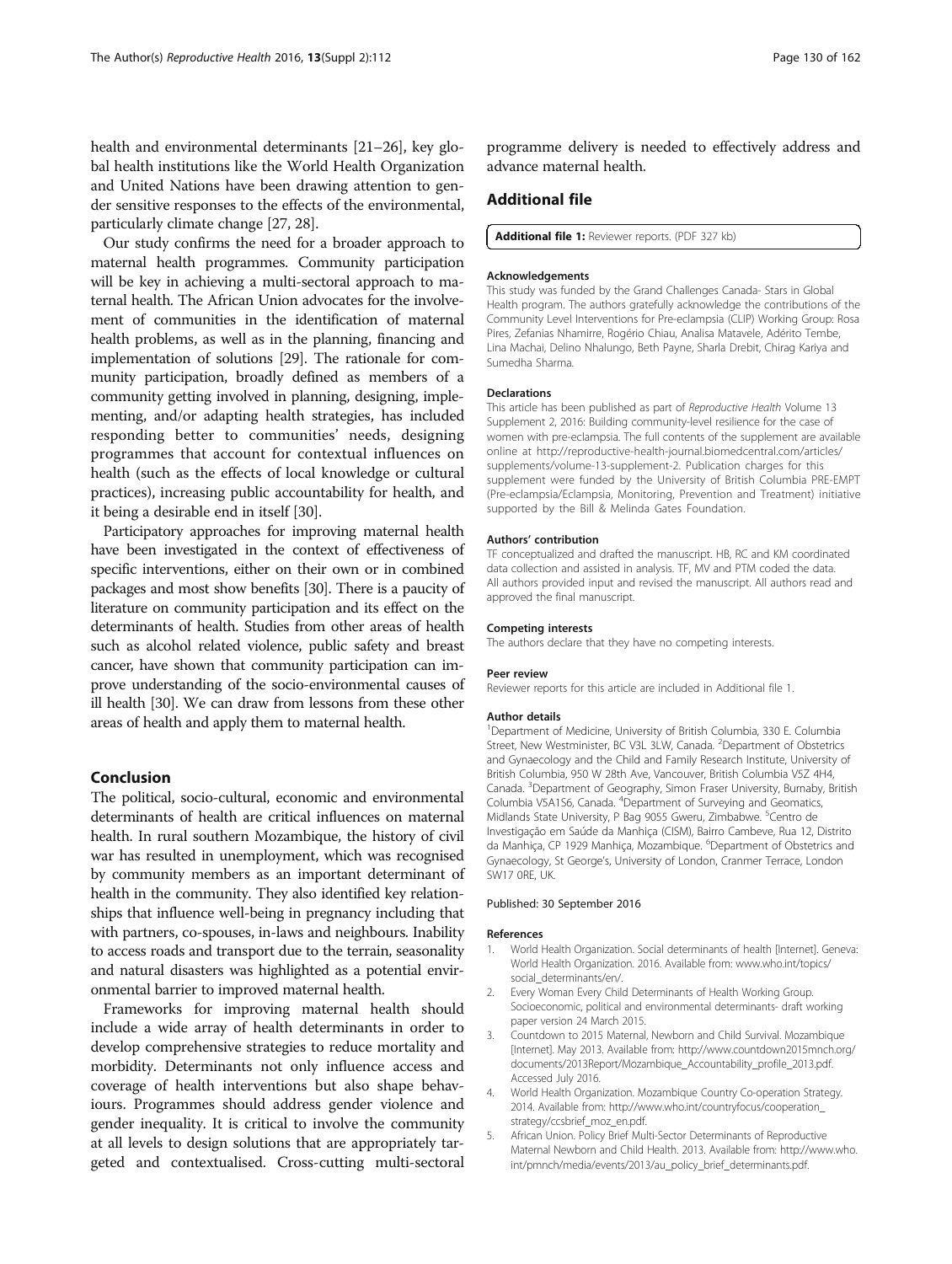health and environmental determinants [21–26], key global health institutions like the World Health Organization and United Nations have been drawing attention to gender sensitive responses to the effects of the environmental, particularly climate change [27, 28].

Our study confirms the need for a broader approach to maternal health programmes. Community participation will be key in achieving a multi-sectoral approach to maternal health. The African Union advocates for the involvement of communities in the identification of maternal health problems, as well as in the planning, financing and implementation of solutions [29]. The rationale for community participation, broadly defined as members of a community getting involved in planning, designing, implementing, and/or adapting health strategies, has included responding better to communities' needs, designing programmes that account for contextual influences on health (such as the effects of local knowledge or cultural practices), increasing public accountability for health, and it being a desirable end in itself [30].

Participatory approaches for improving maternal health have been investigated in the context of effectiveness of specific interventions, either on their own or in combined packages and most show benefits [30]. There is a paucity of literature on community participation and its effect on the determinants of health. Studies from other areas of health such as alcohol related violence, public safety and breast cancer, have shown that community participation can improve understanding of the socio-environmental causes of ill health [30]. We can draw from lessons from these other areas of health and apply them to maternal health.

## Conclusion

The political, socio-cultural, economic and environmental determinants of health are critical influences on maternal health. In rural southern Mozambique, the history of civil war has resulted in unemployment, which was recognised by community members as an important determinant of health in the community. They also identified key relationships that influence well-being in pregnancy including that with partners, co-spouses, in-laws and neighbours. Inability to access roads and transport due to the terrain, seasonality and natural disasters was highlighted as a potential environmental barrier to improved maternal health.

Frameworks for improving maternal health should include a wide array of health determinants in order to develop comprehensive strategies to reduce mortality and morbidity. Determinants not only influence access and coverage of health interventions but also shape behaviours. Programmes should address gender violence and gender inequality. It is critical to involve the community at all levels to design solutions that are appropriately targeted and contextualised. Cross-cutting multi-sectoral programme delivery is needed to effectively address and advance maternal health.

## Additional file

**Additional file 1:** Reviewer reports. (PDF 327 kb)

#### Acknowledgements

This study was funded by the Grand Challenges Canada- Stars in Global Health program. The authors gratefully acknowledge the contributions of the Community Level Interventions for Pre-eclampsia (CLIP) Working Group: Rosa Pires, Zefanias Nhamirre, Rogério Chiau, Analisa Matavele, Adérito Tembe, Lina Machai, Delino Nhalungo, Beth Payne, Sharla Drebit, Chirag Kariya and Sumedha Sharma.

#### Declarations

This article has been published as part of *Reproductive Health* Volume 13 Supplement 2, 2016: Building community-level resilience for the case of women with pre-eclampsia. The full contents of the supplement are available online at http://reproductive-health-journal.biomedcentral.com/articles/supplements/volume-13-supplement-2. Publication charges for this supplement were funded by the University of British Columbia PRE-EMPT (Pre-eclampsia/Eclampsia, Monitoring, Prevention and Treatment) initiative supported by the Bill & Melinda Gates Foundation.

#### Authors' contribution

TF conceptualized and drafted the manuscript. HB, RC and KM coordinated data collection and assisted in analysis. TF, MV and PTM coded the data. All authors provided input and revised the manuscript. All authors read and approved the final manuscript.

#### Competing interests

The authors declare that they have no competing interests.

#### Peer review

Reviewer reports for this article are included in Additional file 1.

#### Author details

[1]Department of Medicine, University of British Columbia, 330 E. Columbia Street, New Westminister, BC V3L 3LW, Canada. [2]Department of Obstetrics and Gynaecology and the Child and Family Research Institute, University of British Columbia, 950 W 28th Ave, Vancouver, British Columbia V5Z 4H4, Canada. [3]Department of Geography, Simon Fraser University, Burnaby, British Columbia V5A1S6, Canada. [4]Department of Surveying and Geomatics, Midlands State University, P Bag 9055 Gweru, Zimbabwe. [5]Centro de Investigação em Saúde da Manhiça (CISM), Bairro Cambeve, Rua 12, Distrito da Manhiça, CP 1929 Manhiça, Mozambique. [6]Department of Obstetrics and Gynaecology, St George's, University of London, Cranmer Terrace, London SW17 0RE, UK.

Published: 30 September 2016

#### References

1. World Health Organization. Social determinants of health [Internet]. Geneva: World Health Organization. 2016. Available from: www.who.int/topics/social_determinants/en/.
2. Every Woman Every Child Determinants of Health Working Group. Socioeconomic, political and environmental determinants- draft working paper version 24 March 2015.
3. Countdown to 2015 Maternal, Newborn and Child Survival. Mozambique [Internet]. May 2013. Available from: http://www.countdown2015mnch.org/documents/2013Report/Mozambique_Accountability_profile_2013.pdf. Accessed July 2016.
4. World Health Organization. Mozambique Country Co-operation Strategy. 2014. Available from: http://www.who.int/countryfocus/cooperation_strategy/ccsbrief_moz_en.pdf.
5. African Union. Policy Brief Multi-Sector Determinants of Reproductive Maternal Newborn and Child Health. 2013. Available from: http://www.who.int/pmnch/media/events/2013/au_policy_brief_determinants.pdf.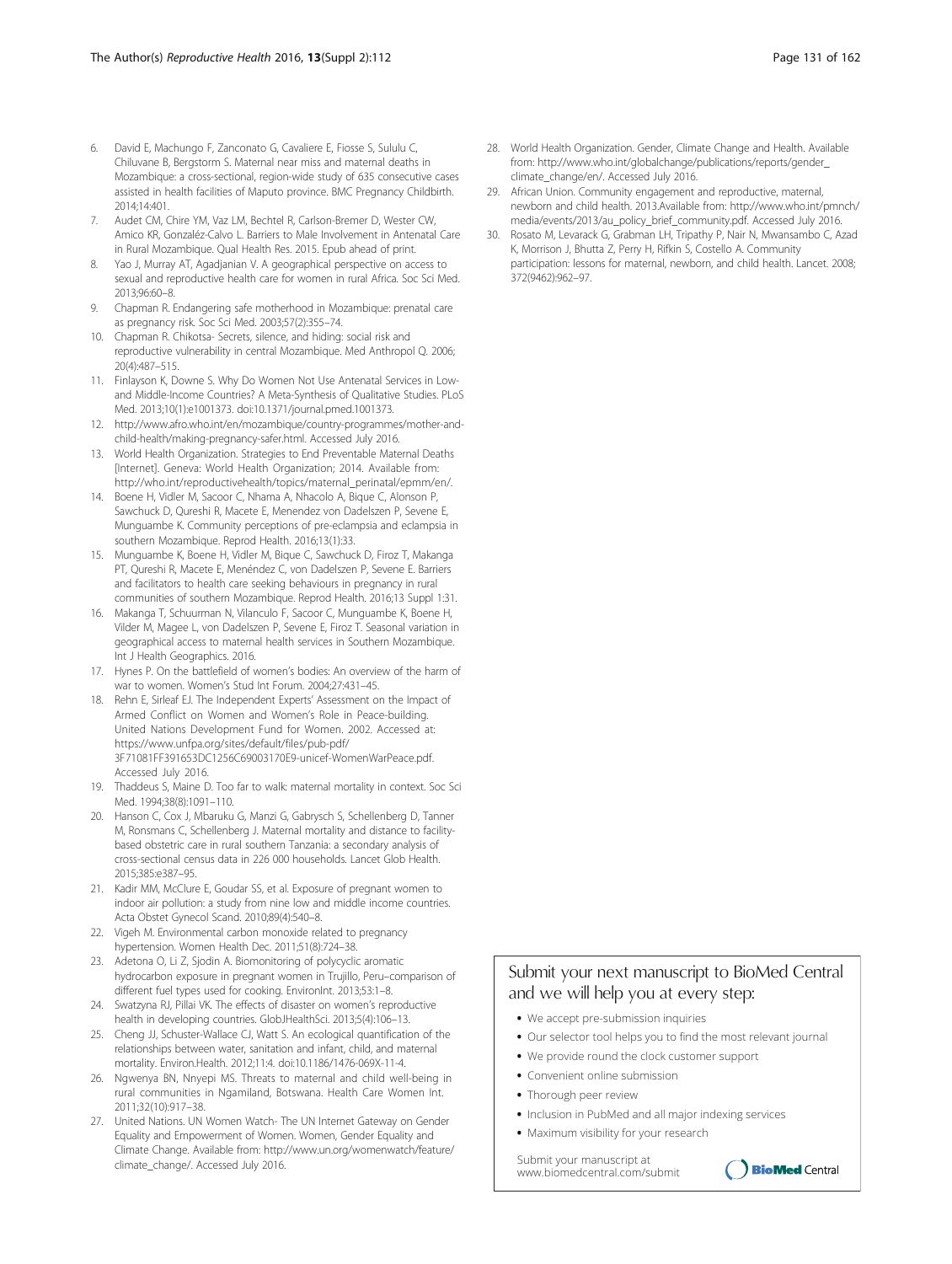6. David E, Machungo F, Zanconato G, Cavaliere E, Fiosse S, Sululu C, Chiluvane B, Bergstorm S. Maternal near miss and maternal deaths in Mozambique: a cross-sectional, region-wide study of 635 consecutive cases assisted in health facilities of Maputo province. BMC Pregnancy Childbirth. 2014;14:401.
7. Audet CM, Chire YM, Vaz LM, Bechtel R, Carlson-Bremer D, Wester CW, Amico KR, Gonzaléz-Calvo L. Barriers to Male Involvement in Antenatal Care in Rural Mozambique. Qual Health Res. 2015. Epub ahead of print.
8. Yao J, Murray AT, Agadjanian V. A geographical perspective on access to sexual and reproductive health care for women in rural Africa. Soc Sci Med. 2013;96:60–8.
9. Chapman R. Endangering safe motherhood in Mozambique: prenatal care as pregnancy risk. Soc Sci Med. 2003;57(2):355–74.
10. Chapman R. Chikotsa- Secrets, silence, and hiding: social risk and reproductive vulnerability in central Mozambique. Med Anthropol Q. 2006; 20(4):487–515.
11. Finlayson K, Downe S. Why Do Women Not Use Antenatal Services in Low-and Middle-Income Countries? A Meta-Synthesis of Qualitative Studies. PLoS Med. 2013;10(1):e1001373. doi:10.1371/journal.pmed.1001373.
12. http://www.afro.who.int/en/mozambique/country-programmes/mother-and-child-health/making-pregnancy-safer.html. Accessed July 2016.
13. World Health Organization. Strategies to End Preventable Maternal Deaths [Internet]. Geneva: World Health Organization; 2014. Available from: http://who.int/reproductivehealth/topics/maternal_perinatal/epmm/en/.
14. Boene H, Vidler M, Sacoor C, Nhama A, Nhacolo A, Bique C, Alonson P, Sawchuck D, Qureshi R, Macete E, Menendez von Dadelszen P, Sevene E, Munguambe K. Community perceptions of pre-eclampsia and eclampsia in southern Mozambique. Reprod Health. 2016;13(1):33.
15. Munguambe K, Boene H, Vidler M, Bique C, Sawchuck D, Firoz T, Makanga PT, Qureshi R, Macete E, Menéndez C, von Dadelszen P, Sevene E. Barriers and facilitators to health care seeking behaviours in pregnancy in rural communities of southern Mozambique. Reprod Health. 2016;13 Suppl 1:31.
16. Makanga T, Schuurman N, Vilanculo F, Sacoor C, Munguambe K, Boene H, Vilder M, Magee L, von Dadelszen P, Sevene E, Firoz T. Seasonal variation in geographical access to maternal health services in Southern Mozambique. Int J Health Geographics. 2016.
17. Hynes P. On the battlefield of women's bodies: An overview of the harm of war to women. Women's Stud Int Forum. 2004;27:431–45.
18. Rehn E, Sirleaf EJ. The Independent Experts' Assessment on the Impact of Armed Conflict on Women and Women's Role in Peace-building. United Nations Development Fund for Women. 2002. Accessed at: https://www.unfpa.org/sites/default/files/pub-pdf/3F71081FF391653DC1256C69003170E9-unicef-WomenWarPeace.pdf. Accessed July 2016.
19. Thaddeus S, Maine D. Too far to walk: maternal mortality in context. Soc Sci Med. 1994;38(8):1091–110.
20. Hanson C, Cox J, Mbaruku G, Manzi G, Gabrysch S, Schellenberg D, Tanner M, Ronsmans C, Schellenberg J. Maternal mortality and distance to facility-based obstetric care in rural southern Tanzania: a secondary analysis of cross-sectional census data in 226 000 households. Lancet Glob Health. 2015;385:e387–95.
21. Kadir MM, McClure E, Goudar SS, et al. Exposure of pregnant women to indoor air pollution: a study from nine low and middle income countries. Acta Obstet Gynecol Scand. 2010;89(4):540–8.
22. Vigeh M. Environmental carbon monoxide related to pregnancy hypertension. Women Health Dec. 2011;51(8):724–38.
23. Adetona O, Li Z, Sjodin A. Biomonitoring of polycyclic aromatic hydrocarbon exposure in pregnant women in Trujillo, Peru–comparison of different fuel types used for cooking. EnvironInt. 2013;53:1–8.
24. Swatzyna RJ, Pillai VK. The effects of disaster on women's reproductive health in developing countries. GlobJHealthSci. 2013;5(4):106–13.
25. Cheng JJ, Schuster-Wallace CJ, Watt S. An ecological quantification of the relationships between water, sanitation and infant, child, and maternal mortality. Environ.Health. 2012;11:4. doi:10.1186/1476-069X-11-4.
26. Ngwenya BN, Nnyepi MS. Threats to maternal and child well-being in rural communities in Ngamiland, Botswana. Health Care Women Int. 2011;32(10):917–38.
27. United Nations. UN Women Watch- The UN Internet Gateway on Gender Equality and Empowerment of Women. Women, Gender Equality and Climate Change. Available from: http://www.un.org/womenwatch/feature/climate_change/. Accessed July 2016.
28. World Health Organization. Gender, Climate Change and Health. Available from: http://www.who.int/globalchange/publications/reports/gender_climate_change/en/. Accessed July 2016.
29. African Union. Community engagement and reproductive, maternal, newborn and child health. 2013.Available from: http://www.who.int/pmnch/media/events/2013/au_policy_brief_community.pdf. Accessed July 2016.
30. Rosato M, Levarack G, Grabman LH, Tripathy P, Nair N, Mwansambo C, Azad K, Morrison J, Bhutta Z, Perry H, Rifkin S, Costello A. Community participation: lessons for maternal, newborn, and child health. Lancet. 2008; 372(9462):962–97.

Submit your next manuscript to BioMed Central and we will help you at every step:

- We accept pre-submission inquiries
- Our selector tool helps you to find the most relevant journal
- We provide round the clock customer support
- Convenient online submission
- Thorough peer review
- Inclusion in PubMed and all major indexing services
- Maximum visibility for your research

Submit your manuscript at
www.biomedcentral.com/submit

BioMed Central